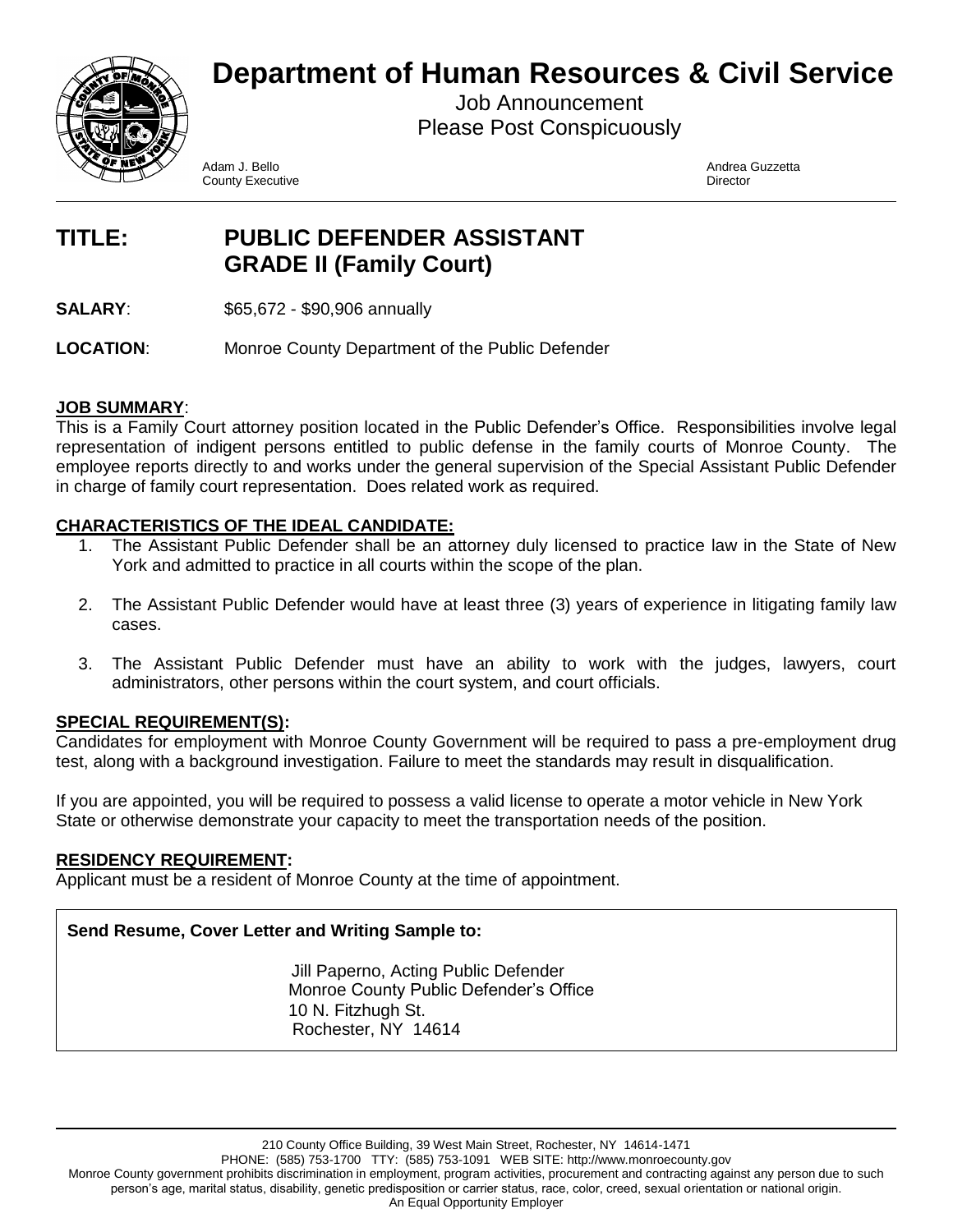# Department of Human Resources & Civil Service

Job Announcement
Please Post Conspicuously

Adam J. Bello
County Executive

Andrea Guzzetta
Director

---

## TITLE: PUBLIC DEFENDER ASSISTANT GRADE II (Family Court)

**SALARY**: $65,672 - $90,906 annually

**LOCATION**: Monroe County Department of the Public Defender

**JOB SUMMARY**:
This is a Family Court attorney position located in the Public Defender's Office. Responsibilities involve legal representation of indigent persons entitled to public defense in the family courts of Monroe County. The employee reports directly to and works under the general supervision of the Special Assistant Public Defender in charge of family court representation. Does related work as required.

**CHARACTERISTICS OF THE IDEAL CANDIDATE:**

1. The Assistant Public Defender shall be an attorney duly licensed to practice law in the State of New York and admitted to practice in all courts within the scope of the plan.
2. The Assistant Public Defender would have at least three (3) years of experience in litigating family law cases.
3. The Assistant Public Defender must have an ability to work with the judges, lawyers, court administrators, other persons within the court system, and court officials.

**SPECIAL REQUIREMENT(S):**
Candidates for employment with Monroe County Government will be required to pass a pre-employment drug test, along with a background investigation. Failure to meet the standards may result in disqualification.

If you are appointed, you will be required to possess a valid license to operate a motor vehicle in New York State or otherwise demonstrate your capacity to meet the transportation needs of the position.

**RESIDENCY REQUIREMENT:**
Applicant must be a resident of Monroe County at the time of appointment.

**Send Resume, Cover Letter and Writing Sample to:**

Jill Paperno, Acting Public Defender
Monroe County Public Defender's Office
10 N. Fitzhugh St.
Rochester, NY 14614

---

210 County Office Building, 39 West Main Street, Rochester, NY 14614-1471
PHONE: (585) 753-1700 TTY: (585) 753-1091 WEB SITE: http://www.monroecounty.gov
Monroe County government prohibits discrimination in employment, program activities, procurement and contracting against any person due to such person's age, marital status, disability, genetic predisposition or carrier status, race, color, creed, sexual orientation or national origin.
An Equal Opportunity Employer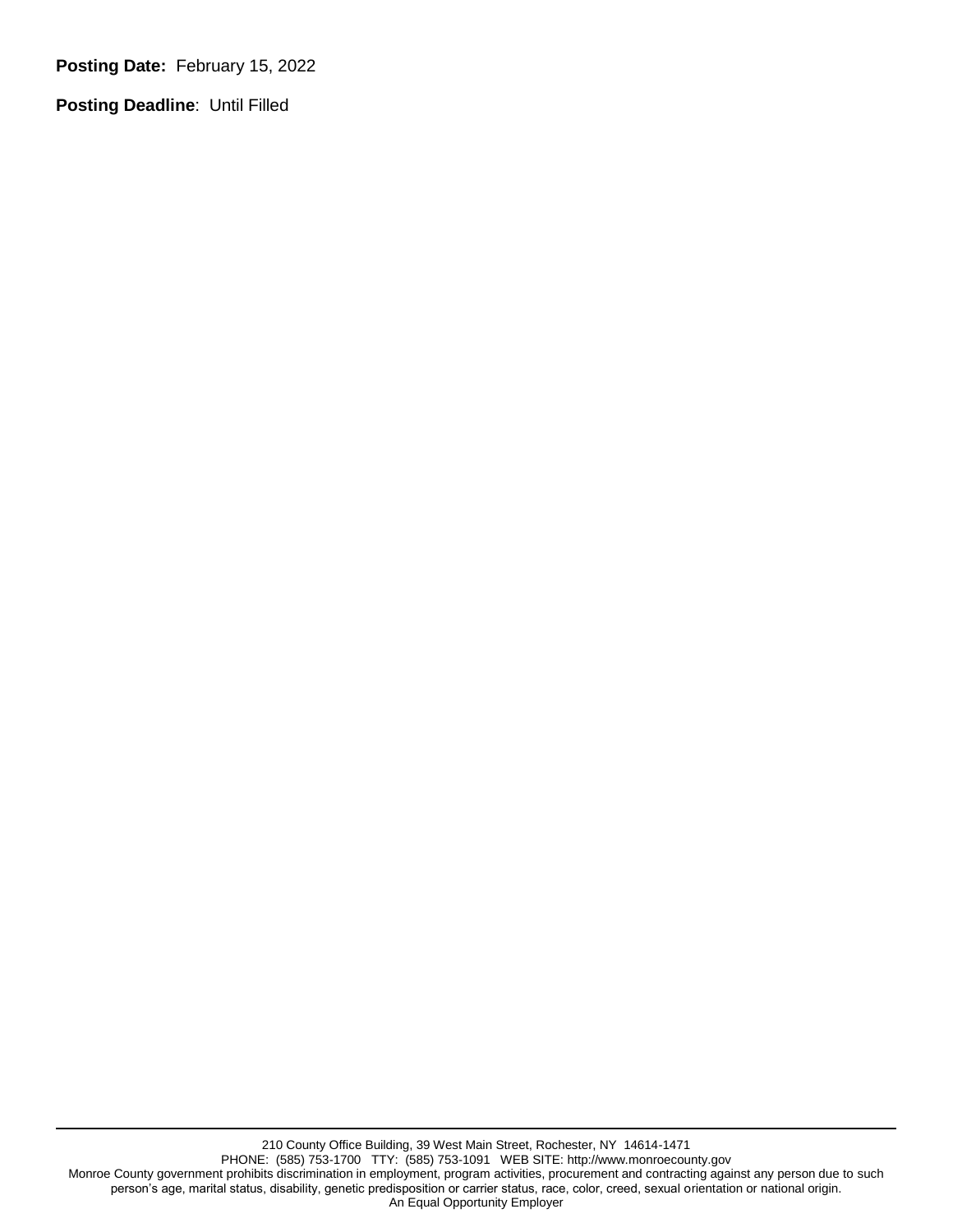**Posting Date:** February 15, 2022

**Posting Deadline**: Until Filled